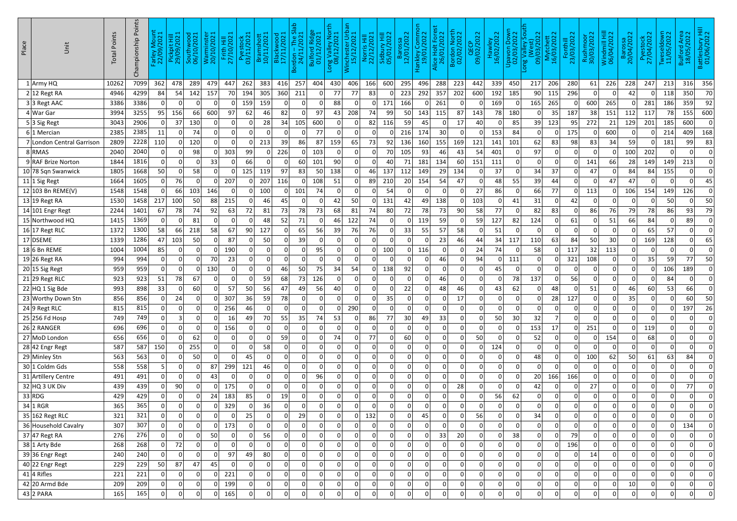| Place | Unit | Total Points | Championship Points | Farley Mount 22/09/2021 | Pickpit Hill 29/09/2021 | Southwood 06/10/2021 | Warminster 20/10/2021 | Frith Hill 27/10/2021 | Pyestock 03/11/2021 | Bramshott 10/11/2021 | Blackwood 17/11/2021 | Bordon - The Slab 24/11/2021 | Bulford Ridge 01/12/2021 | Long Valley North 08/12/2021 | Winchester Urban 15/12/2021 | Norris Hill 22/12/2021 | Sidbury Hill 05/01/2022 | Barossa 12/01/2022 | Hankley Common 19/01/2022 | Alice Holt Forest 26/01/2022 | Bordon North 02/02/2022 | QECP 09/02/2022 | Hawley 16/02/2022 | Upavon Down 02/03/2022 | Long Valley South (West) 09/03/2022 | Mytchett 16/03/2022 | Fonthill 23/03/2022 | Rushmoor 30/03/2022 | Windmill Hill 06/04/2022 | Barossa 20/04/2022 | Pyestock 27/04/2022 | Tweseldown 11/05/2022 | Bulford Area 18/05/2022 | Battlesbury Hill 01/06/2022 |
|---|---|---|---|---|---|---|---|---|---|---|---|---|---|---|---|---|---|---|---|---|---|---|---|---|---|---|---|---|---|---|---|---|---|---|
| 1 | Army HQ | 10262 | 7099 | 362 | 478 | 289 | 479 | 447 | 262 | 383 | 416 | 257 | 404 | 430 | 406 | 166 | 600 | 295 | 496 | 288 | 223 | 442 | 339 | 450 | 217 | 206 | 280 | 61 | 226 | 228 | 247 | 213 | 316 | 356 |
| 2 | 12 Regt RA | 4946 | 4299 | 84 | 54 | 142 | 157 | 70 | 194 | 305 | 360 | 211 | 0 | 77 | 77 | 83 | 0 | 223 | 292 | 357 | 202 | 600 | 192 | 185 | 90 | 115 | 296 | 0 | 0 | 42 | 0 | 118 | 350 | 70 |
| 3 | 3 Regt AAC | 3386 | 3386 | 0 | 0 | 0 | 0 | 0 | 159 | 159 | 0 | 0 | 0 | 88 | 0 | 0 | 171 | 166 | 0 | 261 | 0 | 0 | 169 | 0 | 165 | 265 | 0 | 600 | 265 | 0 | 281 | 186 | 359 | 92 |
| 4 | War Gar | 3994 | 3255 | 95 | 156 | 66 | 600 | 97 | 62 | 46 | 82 | 0 | 97 | 43 | 208 | 74 | 99 | 50 | 143 | 115 | 87 | 143 | 78 | 180 | 0 | 35 | 187 | 38 | 151 | 112 | 117 | 78 | 155 | 600 |
| 5 | 3 Sig Regt | 3043 | 2906 | 0 | 37 | 130 | 0 | 0 | 0 | 28 | 34 | 105 | 600 | 0 | 0 | 82 | 116 | 59 | 45 | 0 | 17 | 40 | 0 | 85 | 39 | 123 | 95 | 272 | 21 | 129 | 201 | 185 | 600 | 0 |
| 6 | 1 Mercian | 2385 | 2385 | 11 | 0 | 74 | 0 | 0 | 0 | 0 | 0 | 0 | 77 | 0 | 0 | 0 | 0 | 216 | 174 | 30 | 0 | 0 | 153 | 84 | 0 | 0 | 175 | 0 | 600 | 0 | 0 | 214 | 409 | 168 |
| 7 | London Central Garrison | 2809 | 2228 | 110 | 0 | 120 | 0 | 0 | 0 | 213 | 39 | 86 | 87 | 159 | 65 | 73 | 92 | 136 | 160 | 155 | 169 | 121 | 141 | 101 | 62 | 83 | 98 | 83 | 34 | 59 | 0 | 181 | 99 | 83 |
| 8 | RMAS | 2040 | 2040 | 0 | 0 | 98 | 0 | 303 | 99 | 0 | 226 | 0 | 103 | 0 | 0 | 0 | 70 | 105 | 93 | 46 | 43 | 54 | 401 | 0 | 97 | 0 | 0 | 0 | 0 | 100 | 202 | 0 | 0 | 0 |
| 9 | RAF Brize Norton | 1844 | 1816 | 0 | 0 | 0 | 33 | 0 | 66 | 0 | 0 | 60 | 101 | 90 | 0 | 0 | 40 | 71 | 181 | 134 | 60 | 151 | 111 | 0 | 0 | 0 | 0 | 141 | 66 | 28 | 149 | 149 | 213 | 0 |
| 10 | 78 Sqn Swanwick | 1805 | 1668 | 50 | 0 | 58 | 0 | 0 | 125 | 119 | 97 | 83 | 50 | 138 | 0 | 46 | 137 | 112 | 149 | 29 | 134 | 0 | 37 | 0 | 34 | 37 | 0 | 47 | 0 | 84 | 84 | 155 | 0 | 0 |
| 11 | 1 Sig Regt | 1664 | 1605 | 0 | 76 | 0 | 0 | 207 | 0 | 207 | 116 | 0 | 108 | 51 | 0 | 89 | 210 | 20 | 154 | 54 | 47 | 0 | 48 | 55 | 39 | 44 | 0 | 0 | 47 | 47 | 0 | 0 | 0 | 45 |
| 12 | 103 Bn REME(V) | 1548 | 1548 | 0 | 66 | 103 | 146 | 0 | 0 | 100 | 0 | 101 | 74 | 0 | 0 | 0 | 54 | 0 | 0 | 0 | 0 | 27 | 86 | 0 | 66 | 77 | 0 | 113 | 0 | 106 | 154 | 149 | 126 | 0 |
| 13 | 19 Regt RA | 1530 | 1458 | 217 | 100 | 50 | 88 | 215 | 0 | 46 | 45 | 0 | 0 | 42 | 50 | 0 | 131 | 42 | 49 | 138 | 0 | 103 | 0 | 41 | 31 | 0 | 42 | 0 | 0 | 0 | 0 | 50 | 0 | 50 |
| 14 | 101 Engr Regt | 2244 | 1401 | 67 | 78 | 74 | 92 | 63 | 72 | 81 | 73 | 78 | 73 | 68 | 81 | 74 | 80 | 72 | 78 | 73 | 90 | 58 | 77 | 0 | 82 | 83 | 0 | 86 | 76 | 79 | 78 | 86 | 93 | 79 |
| 15 | Northwood HQ | 1415 | 1369 | 0 | 0 | 81 | 0 | 0 | 0 | 48 | 52 | 71 | 0 | 46 | 122 | 74 | 0 | 0 | 119 | 59 | 0 | 59 | 127 | 82 | 124 | 0 | 61 | 0 | 51 | 66 | 84 | 0 | 89 | 0 |
| 16 | 17 Regt RLC | 1372 | 1300 | 58 | 66 | 218 | 58 | 67 | 90 | 127 | 0 | 65 | 56 | 39 | 76 | 76 | 0 | 33 | 55 | 57 | 58 | 0 | 51 | 0 | 0 | 0 | 0 | 0 | 0 | 0 | 65 | 57 | 0 | 0 |
| 17 | DSEME | 1339 | 1286 | 47 | 103 | 50 | 0 | 87 | 0 | 50 | 0 | 39 | 0 | 0 | 0 | 0 | 0 | 0 | 0 | 23 | 46 | 44 | 34 | 117 | 110 | 63 | 84 | 50 | 30 | 0 | 169 | 128 | 0 | 65 |
| 18 | 6 Bn REME | 1004 | 1004 | 85 | 0 | 0 | 0 | 190 | 0 | 0 | 0 | 0 | 95 | 0 | 0 | 0 | 100 | 0 | 116 | 0 | 0 | 24 | 74 | 0 | 58 | 0 | 117 | 32 | 113 | 0 | 0 | 0 | 0 | 0 |
| 19 | 26 Regt RA | 994 | 994 | 0 | 0 | 0 | 70 | 23 | 0 | 0 | 0 | 0 | 0 | 0 | 0 | 0 | 0 | 0 | 0 | 46 | 0 | 94 | 0 | 111 | 0 | 0 | 321 | 108 | 0 | 0 | 35 | 59 | 77 | 50 |
| 20 | 15 Sig Regt | 959 | 959 | 0 | 0 | 0 | 130 | 0 | 0 | 0 | 46 | 50 | 75 | 34 | 54 | 0 | 138 | 92 | 0 | 0 | 0 | 0 | 45 | 0 | 0 | 0 | 0 | 0 | 0 | 0 | 0 | 106 | 189 | 0 |
| 21 | 29 Regt RLC | 923 | 923 | 51 | 78 | 67 | 0 | 0 | 0 | 59 | 68 | 73 | 126 | 0 | 0 | 0 | 0 | 0 | 0 | 46 | 0 | 0 | 0 | 78 | 137 | 0 | 56 | 0 | 0 | 0 | 0 | 84 | 0 | 0 |
| 22 | HQ 1 Sig Bde | 993 | 898 | 33 | 0 | 60 | 0 | 57 | 50 | 56 | 47 | 49 | 56 | 40 | 0 | 0 | 0 | 22 | 0 | 48 | 46 | 0 | 43 | 62 | 0 | 48 | 0 | 51 | 0 | 46 | 60 | 53 | 66 | 0 |
| 23 | Worthy Down Stn | 856 | 856 | 0 | 24 | 0 | 0 | 307 | 36 | 59 | 78 | 0 | 0 | 0 | 0 | 0 | 35 | 0 | 0 | 0 | 17 | 0 | 0 | 0 | 0 | 28 | 127 | 0 | 0 | 35 | 0 | 0 | 60 | 50 |
| 24 | 9 Regt RLC | 815 | 815 | 0 | 0 | 0 | 0 | 256 | 46 | 0 | 0 | 0 | 0 | 0 | 290 | 0 | 0 | 0 | 0 | 0 | 0 | 0 | 0 | 0 | 0 | 0 | 0 | 0 | 0 | 0 | 0 | 0 | 197 | 26 |
| 25 | 256 Fd Hosp | 749 | 749 | 0 | 3 | 0 | 0 | 16 | 49 | 70 | 55 | 35 | 74 | 53 | 0 | 86 | 77 | 30 | 49 | 33 | 0 | 0 | 50 | 30 | 32 | 7 | 0 | 0 | 0 | 0 | 0 | 0 | 0 | 0 |
| 26 | 2 RANGER | 696 | 696 | 0 | 0 | 0 | 0 | 156 | 0 | 0 | 0 | 0 | 0 | 0 | 0 | 0 | 0 | 0 | 0 | 0 | 0 | 0 | 0 | 0 | 153 | 17 | 0 | 251 | 0 | 0 | 119 | 0 | 0 | 0 |
| 27 | MoD London | 656 | 656 | 0 | 0 | 62 | 0 | 0 | 0 | 0 | 59 | 0 | 0 | 74 | 0 | 77 | 0 | 60 | 0 | 0 | 0 | 50 | 0 | 0 | 52 | 0 | 0 | 0 | 154 | 0 | 68 | 0 | 0 | 0 |
| 28 | 42 Engr Regt | 587 | 587 | 150 | 0 | 255 | 0 | 0 | 0 | 0 | 58 | 0 | 0 | 0 | 0 | 0 | 0 | 0 | 0 | 0 | 0 | 0 | 124 | 0 | 0 | 0 | 0 | 0 | 0 | 0 | 0 | 0 | 0 | 0 |
| 29 | Minley Stn | 563 | 563 | 0 | 0 | 50 | 0 | 0 | 45 | 0 | 0 | 0 | 0 | 0 | 0 | 0 | 0 | 0 | 0 | 0 | 0 | 0 | 0 | 0 | 48 | 0 | 0 | 0 | 100 | 62 | 50 | 61 | 63 | 84 | 0 |
| 30 | 1 Coldm Gds | 558 | 558 | 5 | 0 | 0 | 87 | 299 | 121 | 46 | 0 | 0 | 0 | 0 | 0 | 0 | 0 | 0 | 0 | 0 | 0 | 0 | 0 | 0 | 0 | 0 | 0 | 0 | 0 | 0 | 0 | 0 | 0 | 0 |
| 31 | Artillery Centre | 491 | 491 | 0 | 0 | 0 | 43 | 0 | 0 | 0 | 0 | 0 | 96 | 0 | 0 | 0 | 0 | 0 | 0 | 0 | 0 | 0 | 0 | 0 | 20 | 166 | 166 | 0 | 0 | 0 | 0 | 0 | 0 | 0 |
| 32 | HQ 3 UK Div | 439 | 439 | 0 | 90 | 0 | 0 | 175 | 0 | 0 | 0 | 0 | 0 | 0 | 0 | 0 | 0 | 0 | 0 | 0 | 28 | 0 | 0 | 0 | 42 | 0 | 0 | 27 | 0 | 0 | 0 | 0 | 77 | 0 |
| 33 | RDG | 429 | 429 | 0 | 0 | 0 | 24 | 183 | 85 | 0 | 19 | 0 | 0 | 0 | 0 | 0 | 0 | 0 | 0 | 0 | 0 | 0 | 56 | 62 | 0 | 0 | 0 | 0 | 0 | 0 | 0 | 0 | 0 | 0 |
| 34 | 1 RGR | 365 | 365 | 0 | 0 | 0 | 0 | 329 | 0 | 36 | 0 | 0 | 0 | 0 | 0 | 0 | 0 | 0 | 0 | 0 | 0 | 0 | 0 | 0 | 0 | 0 | 0 | 0 | 0 | 0 | 0 | 0 | 0 | 0 |
| 35 | 162 Regt RLC | 321 | 321 | 0 | 0 | 0 | 0 | 0 | 25 | 0 | 0 | 29 | 0 | 0 | 0 | 132 | 0 | 0 | 45 | 0 | 0 | 56 | 0 | 0 | 34 | 0 | 0 | 0 | 0 | 0 | 0 | 0 | 0 | 0 |
| 36 | Household Cavalry | 307 | 307 | 0 | 0 | 0 | 0 | 173 | 0 | 0 | 0 | 0 | 0 | 0 | 0 | 0 | 0 | 0 | 0 | 0 | 0 | 0 | 0 | 0 | 0 | 0 | 0 | 0 | 0 | 0 | 0 | 0 | 134 | 0 |
| 37 | 47 Regt RA | 276 | 276 | 0 | 0 | 0 | 50 | 0 | 0 | 56 | 0 | 0 | 0 | 0 | 0 | 0 | 0 | 0 | 0 | 33 | 20 | 0 | 0 | 38 | 0 | 0 | 79 | 0 | 0 | 0 | 0 | 0 | 0 | 0 |
| 38 | 1 Arty Bde | 268 | 268 | 0 | 72 | 0 | 0 | 0 | 0 | 0 | 0 | 0 | 0 | 0 | 0 | 0 | 0 | 0 | 0 | 0 | 0 | 0 | 0 | 0 | 0 | 0 | 196 | 0 | 0 | 0 | 0 | 0 | 0 | 0 |
| 39 | 36 Engr Regt | 240 | 240 | 0 | 0 | 0 | 0 | 97 | 49 | 80 | 0 | 0 | 0 | 0 | 0 | 0 | 0 | 0 | 0 | 0 | 0 | 0 | 0 | 0 | 0 | 0 | 0 | 14 | 0 | 0 | 0 | 0 | 0 | 0 |
| 40 | 22 Engr Regt | 229 | 229 | 50 | 87 | 47 | 45 | 0 | 0 | 0 | 0 | 0 | 0 | 0 | 0 | 0 | 0 | 0 | 0 | 0 | 0 | 0 | 0 | 0 | 0 | 0 | 0 | 0 | 0 | 0 | 0 | 0 | 0 | 0 |
| 41 | 4 Rifles | 221 | 221 | 0 | 0 | 0 | 0 | 221 | 0 | 0 | 0 | 0 | 0 | 0 | 0 | 0 | 0 | 0 | 0 | 0 | 0 | 0 | 0 | 0 | 0 | 0 | 0 | 0 | 0 | 0 | 0 | 0 | 0 | 0 |
| 42 | 20 Armd Bde | 209 | 209 | 0 | 0 | 0 | 0 | 199 | 0 | 0 | 0 | 0 | 0 | 0 | 0 | 0 | 0 | 0 | 0 | 0 | 0 | 0 | 0 | 0 | 0 | 0 | 0 | 0 | 0 | 10 | 0 | 0 | 0 | 0 |
| 43 | 2 PARA | 165 | 165 | 0 | 0 | 0 | 0 | 165 | 0 | 0 | 0 | 0 | 0 | 0 | 0 | 0 | 0 | 0 | 0 | 0 | 0 | 0 | 0 | 0 | 0 | 0 | 0 | 0 | 0 | 0 | 0 | 0 | 0 | 0 |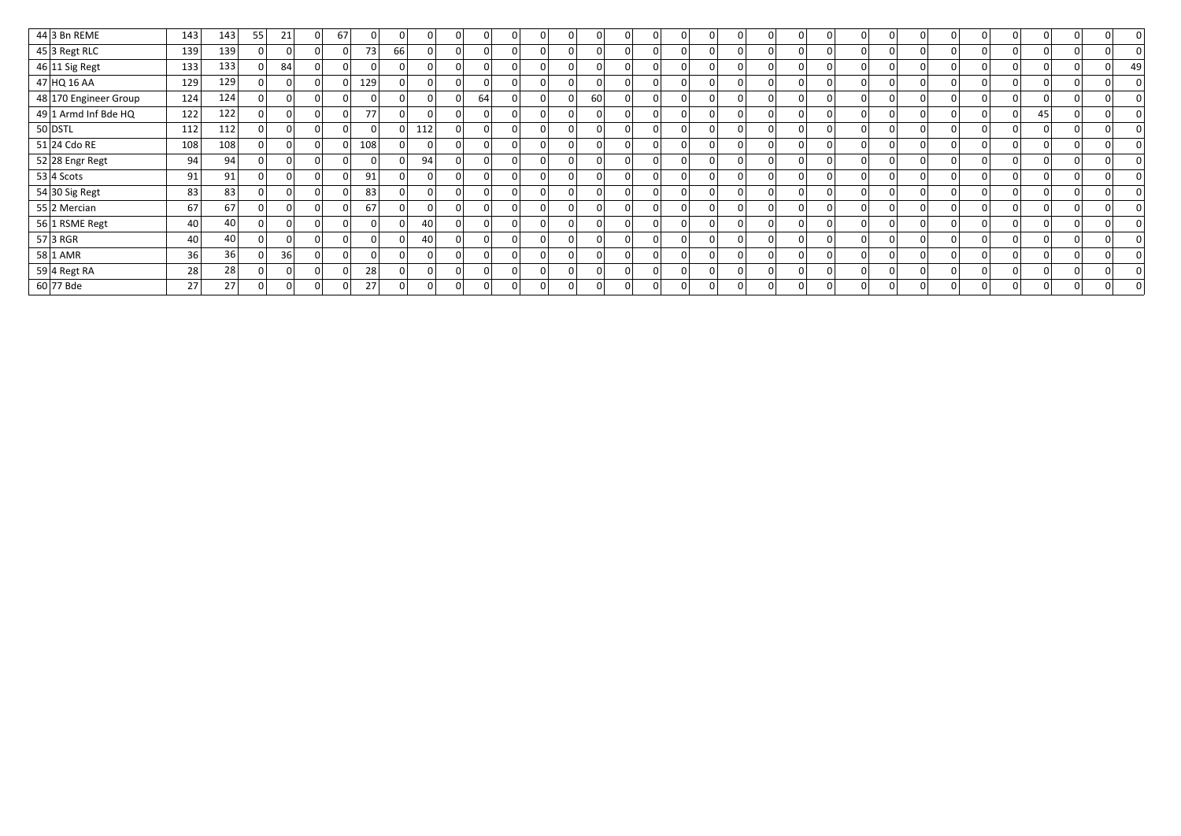| | | | | | | | | | | | | | | | | | | | | | | | | | | | | | | | | | | | | |
|---|---|---|---|---|---|---|---|---|---|---|---|---|---|---|---|---|---|---|---|---|---|---|---|---|---|---|---|---|---|---|---|---|---|---|---|---|
| 44 | 3 Bn REME | 143 | 143 | 55 | 21 | 0 | 67 | 0 | 0 | 0 | 0 | 0 | 0 | 0 | 0 | 0 | 0 | 0 | 0 | 0 | 0 | 0 | 0 | 0 | 0 | 0 | 0 | 0 | 0 | 0 | 0 | 0 | 0 | 0 | 0 | 0 |
| 45 | 3 Regt RLC | 139 | 139 | 0 | 0 | 0 | 0 | 73 | 66 | 0 | 0 | 0 | 0 | 0 | 0 | 0 | 0 | 0 | 0 | 0 | 0 | 0 | 0 | 0 | 0 | 0 | 0 | 0 | 0 | 0 | 0 | 0 | 0 | 0 | 0 | 0 |
| 46 | 11 Sig Regt | 133 | 133 | 0 | 84 | 0 | 0 | 0 | 0 | 0 | 0 | 0 | 0 | 0 | 0 | 0 | 0 | 0 | 0 | 0 | 0 | 0 | 0 | 0 | 0 | 0 | 0 | 0 | 0 | 0 | 0 | 0 | 0 | 0 | 0 | 49 |
| 47 | HQ 16 AA | 129 | 129 | 0 | 0 | 0 | 0 | 129 | 0 | 0 | 0 | 0 | 0 | 0 | 0 | 0 | 0 | 0 | 0 | 0 | 0 | 0 | 0 | 0 | 0 | 0 | 0 | 0 | 0 | 0 | 0 | 0 | 0 | 0 | 0 | 0 |
| 48 | 170 Engineer Group | 124 | 124 | 0 | 0 | 0 | 0 | 0 | 0 | 0 | 0 | 64 | 0 | 0 | 0 | 60 | 0 | 0 | 0 | 0 | 0 | 0 | 0 | 0 | 0 | 0 | 0 | 0 | 0 | 0 | 0 | 0 | 0 | 0 | 0 | 0 |
| 49 | 1 Armd Inf Bde HQ | 122 | 122 | 0 | 0 | 0 | 0 | 77 | 0 | 0 | 0 | 0 | 0 | 0 | 0 | 0 | 0 | 0 | 0 | 0 | 0 | 0 | 0 | 0 | 0 | 0 | 0 | 0 | 0 | 0 | 0 | 45 | 0 | 0 | 0 | 0 |
| 50 | DSTL | 112 | 112 | 0 | 0 | 0 | 0 | 0 | 0 | 112 | 0 | 0 | 0 | 0 | 0 | 0 | 0 | 0 | 0 | 0 | 0 | 0 | 0 | 0 | 0 | 0 | 0 | 0 | 0 | 0 | 0 | 0 | 0 | 0 | 0 | 0 |
| 51 | 24 Cdo RE | 108 | 108 | 0 | 0 | 0 | 0 | 108 | 0 | 0 | 0 | 0 | 0 | 0 | 0 | 0 | 0 | 0 | 0 | 0 | 0 | 0 | 0 | 0 | 0 | 0 | 0 | 0 | 0 | 0 | 0 | 0 | 0 | 0 | 0 | 0 |
| 52 | 28 Engr Regt | 94 | 94 | 0 | 0 | 0 | 0 | 0 | 0 | 94 | 0 | 0 | 0 | 0 | 0 | 0 | 0 | 0 | 0 | 0 | 0 | 0 | 0 | 0 | 0 | 0 | 0 | 0 | 0 | 0 | 0 | 0 | 0 | 0 | 0 | 0 |
| 53 | 4 Scots | 91 | 91 | 0 | 0 | 0 | 0 | 91 | 0 | 0 | 0 | 0 | 0 | 0 | 0 | 0 | 0 | 0 | 0 | 0 | 0 | 0 | 0 | 0 | 0 | 0 | 0 | 0 | 0 | 0 | 0 | 0 | 0 | 0 | 0 | 0 |
| 54 | 30 Sig Regt | 83 | 83 | 0 | 0 | 0 | 0 | 83 | 0 | 0 | 0 | 0 | 0 | 0 | 0 | 0 | 0 | 0 | 0 | 0 | 0 | 0 | 0 | 0 | 0 | 0 | 0 | 0 | 0 | 0 | 0 | 0 | 0 | 0 | 0 | 0 |
| 55 | 2 Mercian | 67 | 67 | 0 | 0 | 0 | 0 | 67 | 0 | 0 | 0 | 0 | 0 | 0 | 0 | 0 | 0 | 0 | 0 | 0 | 0 | 0 | 0 | 0 | 0 | 0 | 0 | 0 | 0 | 0 | 0 | 0 | 0 | 0 | 0 | 0 |
| 56 | 1 RSME Regt | 40 | 40 | 0 | 0 | 0 | 0 | 0 | 0 | 40 | 0 | 0 | 0 | 0 | 0 | 0 | 0 | 0 | 0 | 0 | 0 | 0 | 0 | 0 | 0 | 0 | 0 | 0 | 0 | 0 | 0 | 0 | 0 | 0 | 0 | 0 |
| 57 | 3 RGR | 40 | 40 | 0 | 0 | 0 | 0 | 0 | 0 | 40 | 0 | 0 | 0 | 0 | 0 | 0 | 0 | 0 | 0 | 0 | 0 | 0 | 0 | 0 | 0 | 0 | 0 | 0 | 0 | 0 | 0 | 0 | 0 | 0 | 0 | 0 |
| 58 | 1 AMR | 36 | 36 | 0 | 36 | 0 | 0 | 0 | 0 | 0 | 0 | 0 | 0 | 0 | 0 | 0 | 0 | 0 | 0 | 0 | 0 | 0 | 0 | 0 | 0 | 0 | 0 | 0 | 0 | 0 | 0 | 0 | 0 | 0 | 0 | 0 |
| 59 | 4 Regt RA | 28 | 28 | 0 | 0 | 0 | 0 | 28 | 0 | 0 | 0 | 0 | 0 | 0 | 0 | 0 | 0 | 0 | 0 | 0 | 0 | 0 | 0 | 0 | 0 | 0 | 0 | 0 | 0 | 0 | 0 | 0 | 0 | 0 | 0 | 0 |
| 60 | 77 Bde | 27 | 27 | 0 | 0 | 0 | 0 | 27 | 0 | 0 | 0 | 0 | 0 | 0 | 0 | 0 | 0 | 0 | 0 | 0 | 0 | 0 | 0 | 0 | 0 | 0 | 0 | 0 | 0 | 0 | 0 | 0 | 0 | 0 | 0 | 0 |